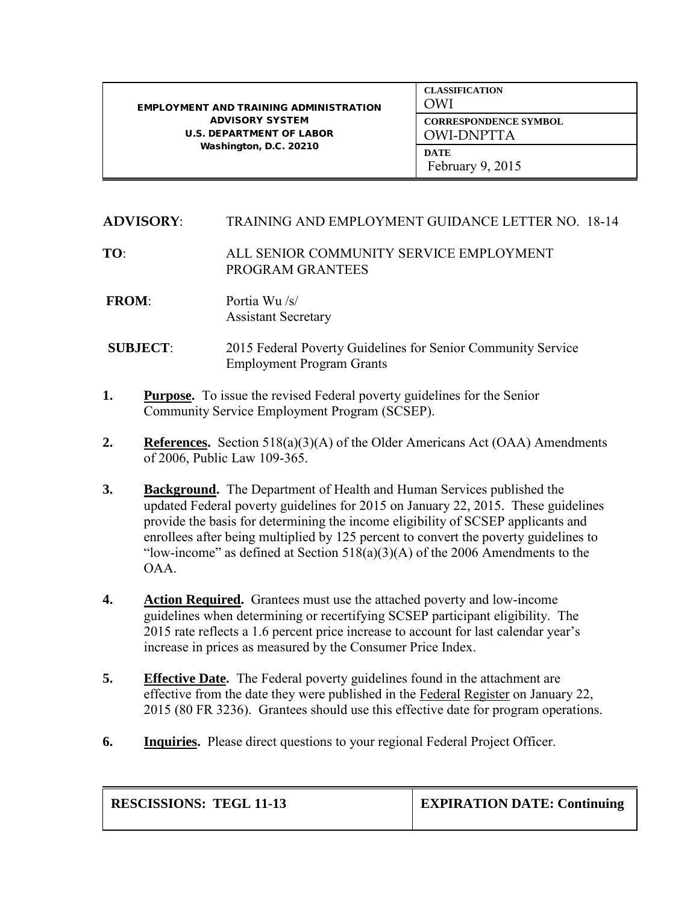| EMPLOYMENT AND TRAINING ADMINISTRATION ADVISORY SYSTEM U.S. DEPARTMENT OF LABOR Washington, D.C. 20210 | CLASSIFICATION OWI |
| --- | --- |
| | CORRESPONDENCE SYMBOL OWI-DNPTTA |
| | DATE February 9, 2015 |

**ADVISORY**: TRAINING AND EMPLOYMENT GUIDANCE LETTER NO. 18-14

**TO**: ALL SENIOR COMMUNITY SERVICE EMPLOYMENT PROGRAM GRANTEES

**FROM**: Portia Wu /s/
Assistant Secretary

**SUBJECT**: 2015 Federal Poverty Guidelines for Senior Community Service Employment Program Grants

1. **Purpose.** To issue the revised Federal poverty guidelines for the Senior Community Service Employment Program (SCSEP).

2. **References.** Section 518(a)(3)(A) of the Older Americans Act (OAA) Amendments of 2006, Public Law 109-365.

3. **Background.** The Department of Health and Human Services published the updated Federal poverty guidelines for 2015 on January 22, 2015. These guidelines provide the basis for determining the income eligibility of SCSEP applicants and enrollees after being multiplied by 125 percent to convert the poverty guidelines to "low-income" as defined at Section 518(a)(3)(A) of the 2006 Amendments to the OAA.

4. **Action Required.** Grantees must use the attached poverty and low-income guidelines when determining or recertifying SCSEP participant eligibility. The 2015 rate reflects a 1.6 percent price increase to account for last calendar year's increase in prices as measured by the Consumer Price Index.

5. **Effective Date.** The Federal poverty guidelines found in the attachment are effective from the date they were published in the Federal Register on January 22, 2015 (80 FR 3236). Grantees should use this effective date for program operations.

6. **Inquiries.** Please direct questions to your regional Federal Project Officer.

| RESCISSIONS: TEGL 11-13 | EXPIRATION DATE: Continuing |
| --- | --- |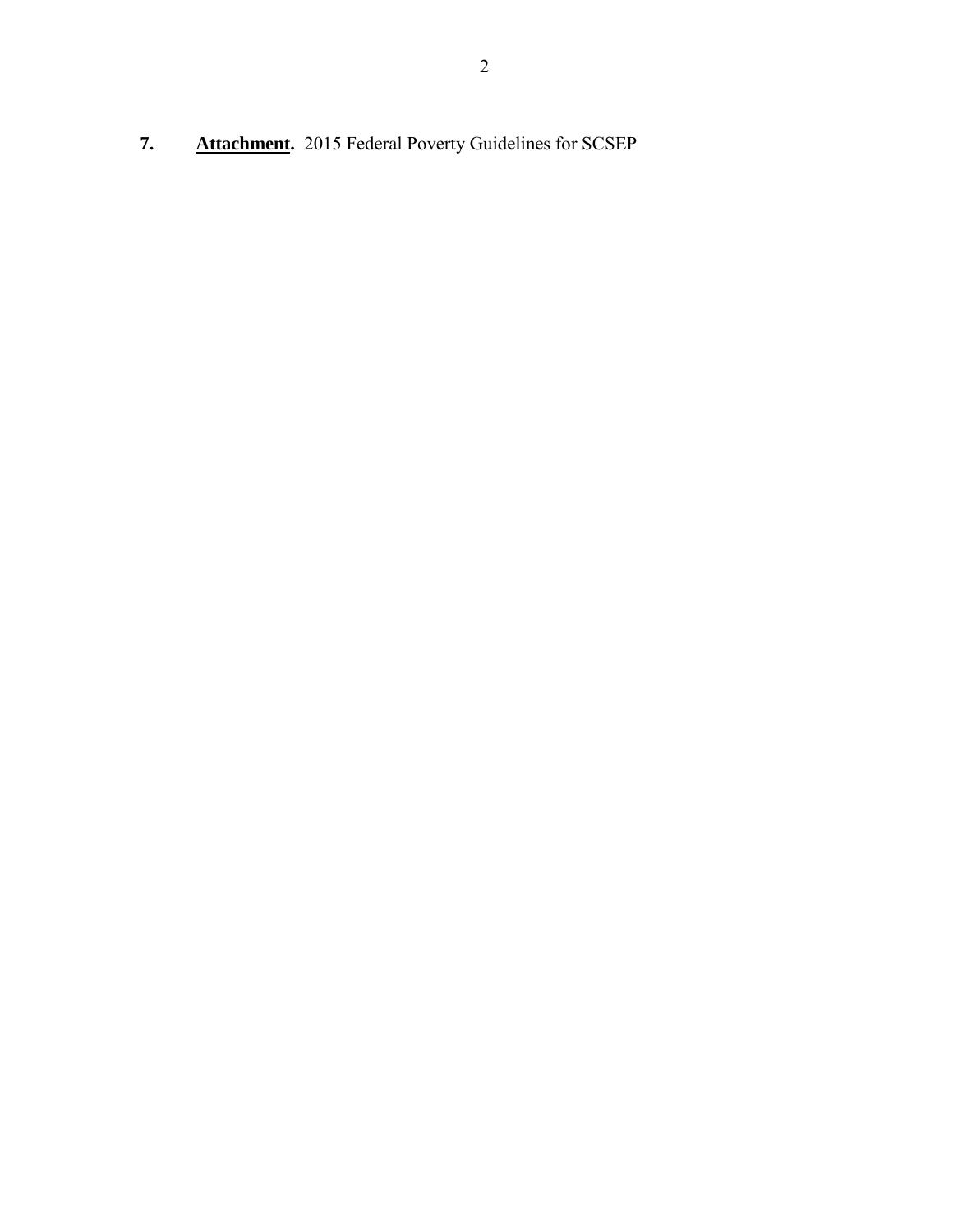**7.** **Attachment.** 2015 Federal Poverty Guidelines for SCSEP